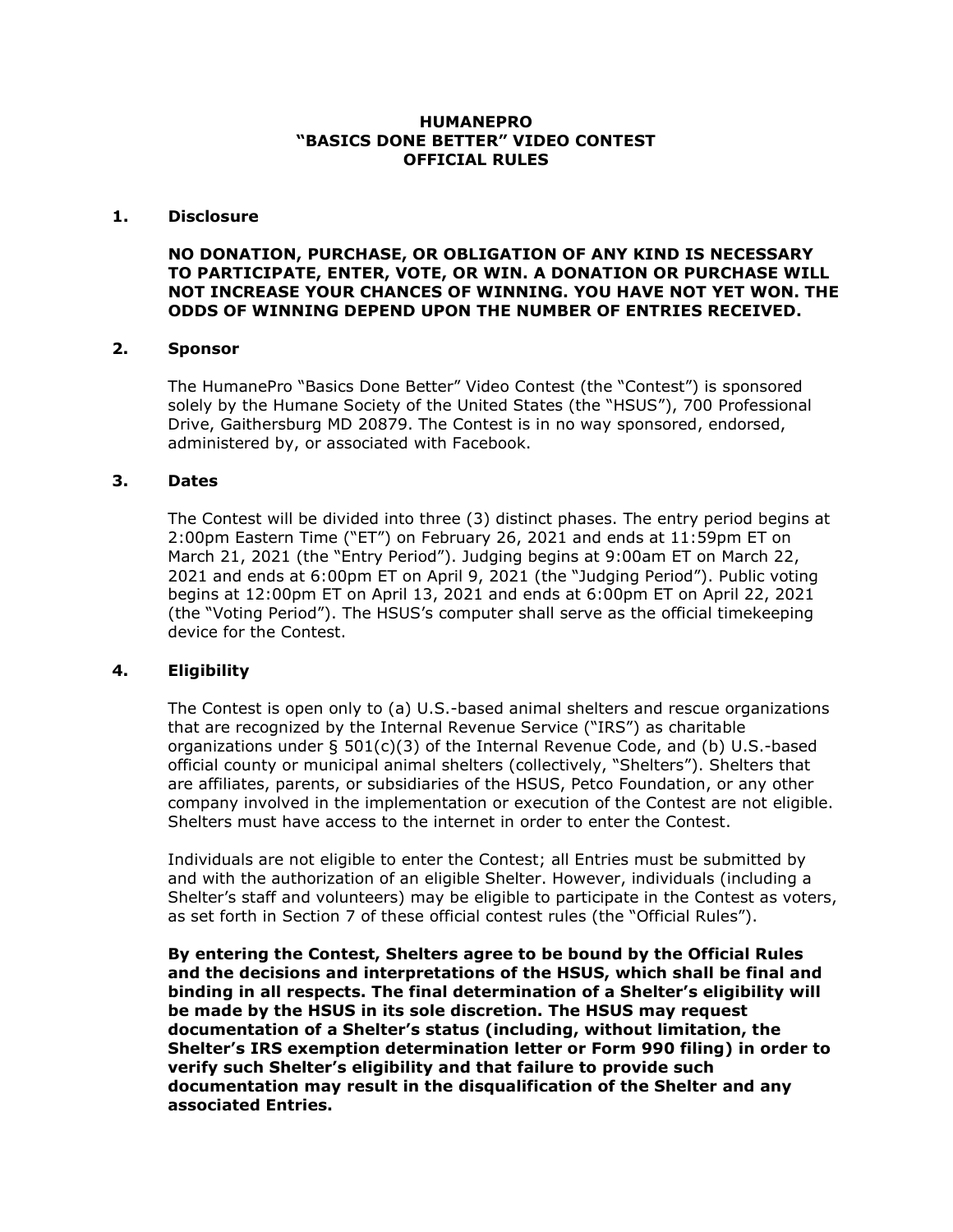# HUMANEPRO
# "BASICS DONE BETTER" VIDEO CONTEST
# OFFICIAL RULES

## 1. Disclosure

**NO DONATION, PURCHASE, OR OBLIGATION OF ANY KIND IS NECESSARY TO PARTICIPATE, ENTER, VOTE, OR WIN. A DONATION OR PURCHASE WILL NOT INCREASE YOUR CHANCES OF WINNING. YOU HAVE NOT YET WON. THE ODDS OF WINNING DEPEND UPON THE NUMBER OF ENTRIES RECEIVED.**

## 2. Sponsor

The HumanePro "Basics Done Better" Video Contest (the "Contest") is sponsored solely by the Humane Society of the United States (the "HSUS"), 700 Professional Drive, Gaithersburg MD 20879. The Contest is in no way sponsored, endorsed, administered by, or associated with Facebook.

## 3. Dates

The Contest will be divided into three (3) distinct phases. The entry period begins at 2:00pm Eastern Time ("ET") on February 26, 2021 and ends at 11:59pm ET on March 21, 2021 (the "Entry Period"). Judging begins at 9:00am ET on March 22, 2021 and ends at 6:00pm ET on April 9, 2021 (the "Judging Period"). Public voting begins at 12:00pm ET on April 13, 2021 and ends at 6:00pm ET on April 22, 2021 (the "Voting Period"). The HSUS's computer shall serve as the official timekeeping device for the Contest.

## 4. Eligibility

The Contest is open only to (a) U.S.-based animal shelters and rescue organizations that are recognized by the Internal Revenue Service ("IRS") as charitable organizations under § 501(c)(3) of the Internal Revenue Code, and (b) U.S.-based official county or municipal animal shelters (collectively, "Shelters"). Shelters that are affiliates, parents, or subsidiaries of the HSUS, Petco Foundation, or any other company involved in the implementation or execution of the Contest are not eligible. Shelters must have access to the internet in order to enter the Contest.

Individuals are not eligible to enter the Contest; all Entries must be submitted by and with the authorization of an eligible Shelter. However, individuals (including a Shelter's staff and volunteers) may be eligible to participate in the Contest as voters, as set forth in Section 7 of these official contest rules (the "Official Rules").

**By entering the Contest, Shelters agree to be bound by the Official Rules and the decisions and interpretations of the HSUS, which shall be final and binding in all respects. The final determination of a Shelter's eligibility will be made by the HSUS in its sole discretion. The HSUS may request documentation of a Shelter's status (including, without limitation, the Shelter's IRS exemption determination letter or Form 990 filing) in order to verify such Shelter's eligibility and that failure to provide such documentation may result in the disqualification of the Shelter and any associated Entries.**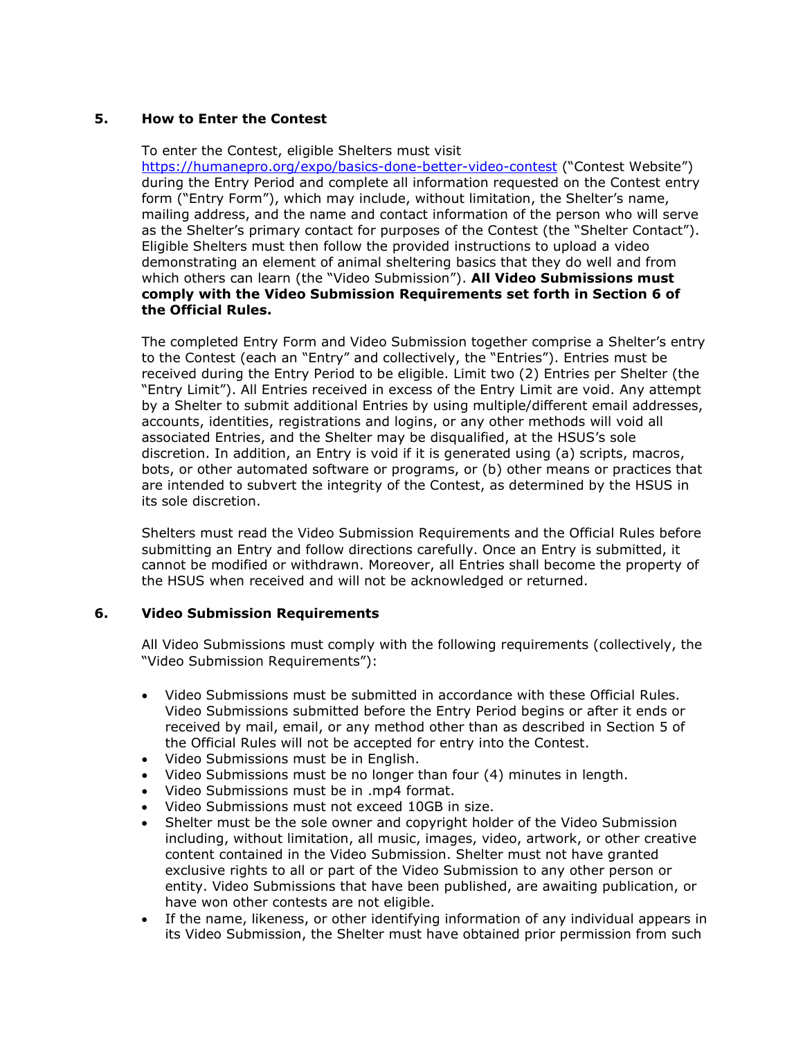## 5. How to Enter the Contest

To enter the Contest, eligible Shelters must visit https://humanepro.org/expo/basics-done-better-video-contest ("Contest Website") during the Entry Period and complete all information requested on the Contest entry form ("Entry Form"), which may include, without limitation, the Shelter's name, mailing address, and the name and contact information of the person who will serve as the Shelter's primary contact for purposes of the Contest (the "Shelter Contact"). Eligible Shelters must then follow the provided instructions to upload a video demonstrating an element of animal sheltering basics that they do well and from which others can learn (the "Video Submission"). **All Video Submissions must comply with the Video Submission Requirements set forth in Section 6 of the Official Rules.**

The completed Entry Form and Video Submission together comprise a Shelter's entry to the Contest (each an "Entry" and collectively, the "Entries"). Entries must be received during the Entry Period to be eligible. Limit two (2) Entries per Shelter (the "Entry Limit"). All Entries received in excess of the Entry Limit are void. Any attempt by a Shelter to submit additional Entries by using multiple/different email addresses, accounts, identities, registrations and logins, or any other methods will void all associated Entries, and the Shelter may be disqualified, at the HSUS's sole discretion. In addition, an Entry is void if it is generated using (a) scripts, macros, bots, or other automated software or programs, or (b) other means or practices that are intended to subvert the integrity of the Contest, as determined by the HSUS in its sole discretion.

Shelters must read the Video Submission Requirements and the Official Rules before submitting an Entry and follow directions carefully. Once an Entry is submitted, it cannot be modified or withdrawn. Moreover, all Entries shall become the property of the HSUS when received and will not be acknowledged or returned.

## 6. Video Submission Requirements

All Video Submissions must comply with the following requirements (collectively, the "Video Submission Requirements"):

- Video Submissions must be submitted in accordance with these Official Rules. Video Submissions submitted before the Entry Period begins or after it ends or received by mail, email, or any method other than as described in Section 5 of the Official Rules will not be accepted for entry into the Contest.
- Video Submissions must be in English.
- Video Submissions must be no longer than four (4) minutes in length.
- Video Submissions must be in .mp4 format.
- Video Submissions must not exceed 10GB in size.
- Shelter must be the sole owner and copyright holder of the Video Submission including, without limitation, all music, images, video, artwork, or other creative content contained in the Video Submission. Shelter must not have granted exclusive rights to all or part of the Video Submission to any other person or entity. Video Submissions that have been published, are awaiting publication, or have won other contests are not eligible.
- If the name, likeness, or other identifying information of any individual appears in its Video Submission, the Shelter must have obtained prior permission from such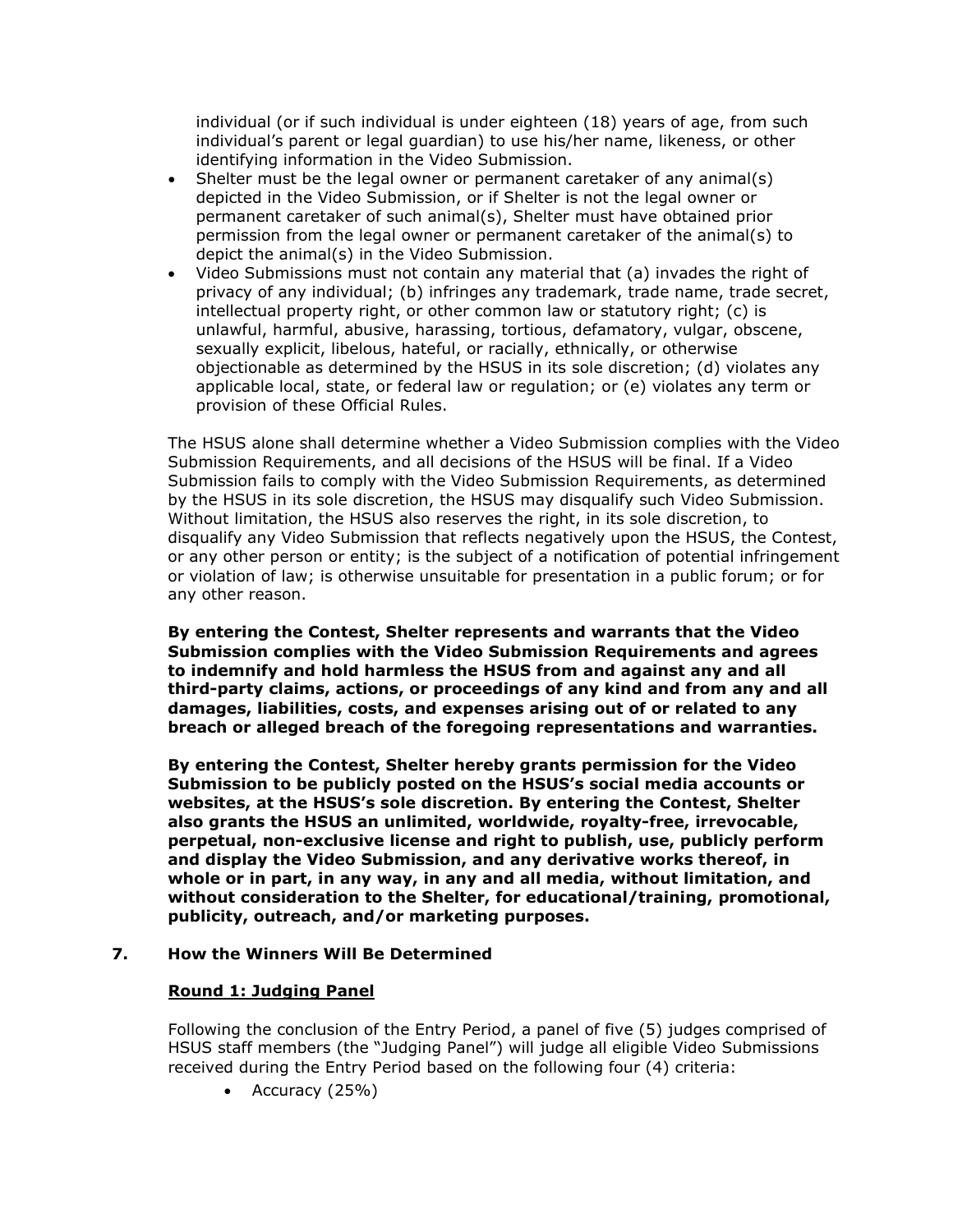individual (or if such individual is under eighteen (18) years of age, from such individual's parent or legal guardian) to use his/her name, likeness, or other identifying information in the Video Submission.

- Shelter must be the legal owner or permanent caretaker of any animal(s) depicted in the Video Submission, or if Shelter is not the legal owner or permanent caretaker of such animal(s), Shelter must have obtained prior permission from the legal owner or permanent caretaker of the animal(s) to depict the animal(s) in the Video Submission.
- Video Submissions must not contain any material that (a) invades the right of privacy of any individual; (b) infringes any trademark, trade name, trade secret, intellectual property right, or other common law or statutory right; (c) is unlawful, harmful, abusive, harassing, tortious, defamatory, vulgar, obscene, sexually explicit, libelous, hateful, or racially, ethnically, or otherwise objectionable as determined by the HSUS in its sole discretion; (d) violates any applicable local, state, or federal law or regulation; or (e) violates any term or provision of these Official Rules.

The HSUS alone shall determine whether a Video Submission complies with the Video Submission Requirements, and all decisions of the HSUS will be final. If a Video Submission fails to comply with the Video Submission Requirements, as determined by the HSUS in its sole discretion, the HSUS may disqualify such Video Submission. Without limitation, the HSUS also reserves the right, in its sole discretion, to disqualify any Video Submission that reflects negatively upon the HSUS, the Contest, or any other person or entity; is the subject of a notification of potential infringement or violation of law; is otherwise unsuitable for presentation in a public forum; or for any other reason.

**By entering the Contest, Shelter represents and warrants that the Video Submission complies with the Video Submission Requirements and agrees to indemnify and hold harmless the HSUS from and against any and all third-party claims, actions, or proceedings of any kind and from any and all damages, liabilities, costs, and expenses arising out of or related to any breach or alleged breach of the foregoing representations and warranties.**

**By entering the Contest, Shelter hereby grants permission for the Video Submission to be publicly posted on the HSUS's social media accounts or websites, at the HSUS's sole discretion. By entering the Contest, Shelter also grants the HSUS an unlimited, worldwide, royalty-free, irrevocable, perpetual, non-exclusive license and right to publish, use, publicly perform and display the Video Submission, and any derivative works thereof, in whole or in part, in any way, in any and all media, without limitation, and without consideration to the Shelter, for educational/training, promotional, publicity, outreach, and/or marketing purposes.**

## 7. How the Winners Will Be Determined

**Round 1: Judging Panel**

Following the conclusion of the Entry Period, a panel of five (5) judges comprised of HSUS staff members (the "Judging Panel") will judge all eligible Video Submissions received during the Entry Period based on the following four (4) criteria:

- Accuracy (25%)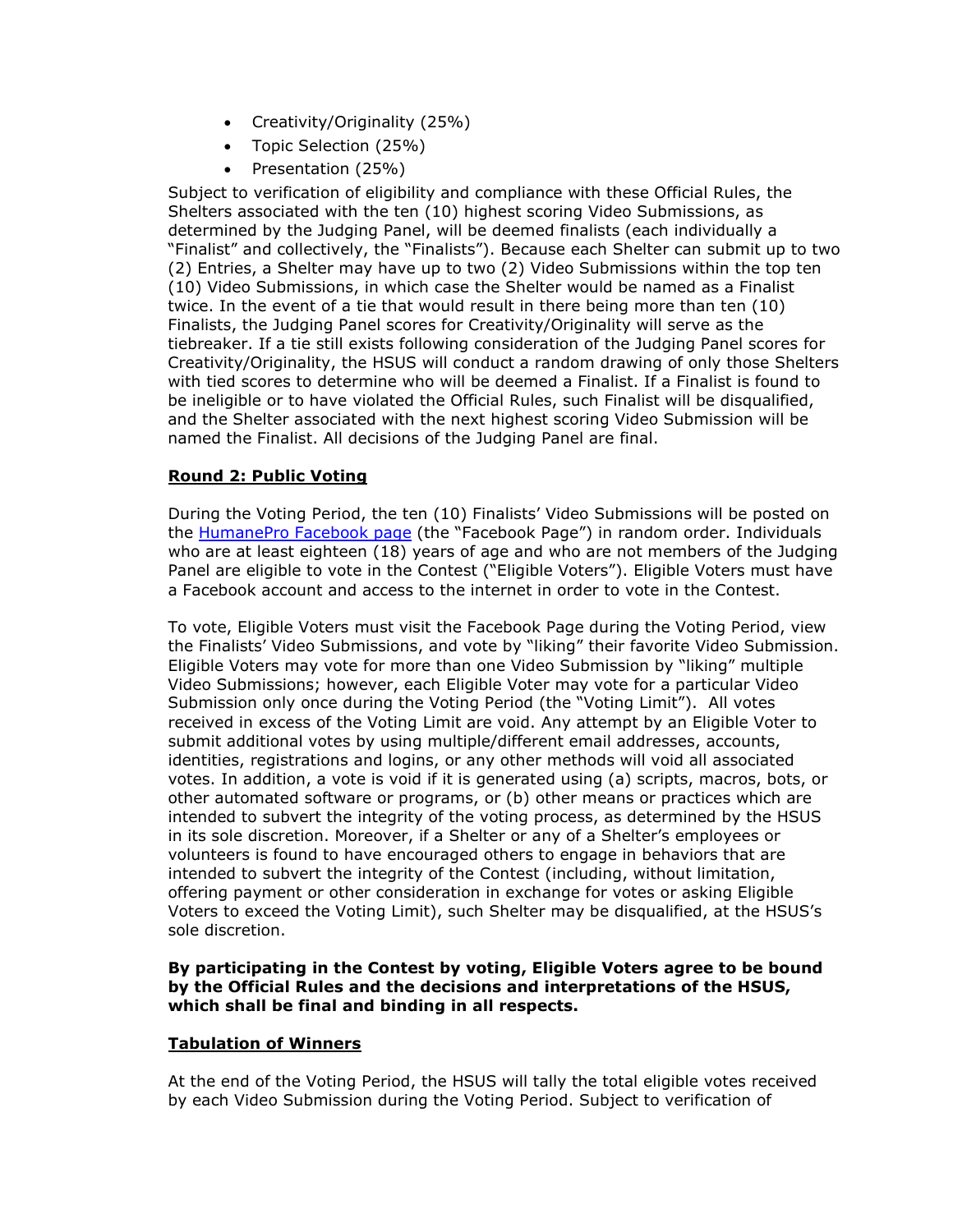- Creativity/Originality (25%)
- Topic Selection (25%)
- Presentation (25%)

Subject to verification of eligibility and compliance with these Official Rules, the Shelters associated with the ten (10) highest scoring Video Submissions, as determined by the Judging Panel, will be deemed finalists (each individually a "Finalist" and collectively, the "Finalists"). Because each Shelter can submit up to two (2) Entries, a Shelter may have up to two (2) Video Submissions within the top ten (10) Video Submissions, in which case the Shelter would be named as a Finalist twice. In the event of a tie that would result in there being more than ten (10) Finalists, the Judging Panel scores for Creativity/Originality will serve as the tiebreaker. If a tie still exists following consideration of the Judging Panel scores for Creativity/Originality, the HSUS will conduct a random drawing of only those Shelters with tied scores to determine who will be deemed a Finalist. If a Finalist is found to be ineligible or to have violated the Official Rules, such Finalist will be disqualified, and the Shelter associated with the next highest scoring Video Submission will be named the Finalist. All decisions of the Judging Panel are final.

**Round 2: Public Voting**

During the Voting Period, the ten (10) Finalists' Video Submissions will be posted on the HumanePro Facebook page (the "Facebook Page") in random order. Individuals who are at least eighteen (18) years of age and who are not members of the Judging Panel are eligible to vote in the Contest ("Eligible Voters"). Eligible Voters must have a Facebook account and access to the internet in order to vote in the Contest.

To vote, Eligible Voters must visit the Facebook Page during the Voting Period, view the Finalists' Video Submissions, and vote by "liking" their favorite Video Submission. Eligible Voters may vote for more than one Video Submission by "liking" multiple Video Submissions; however, each Eligible Voter may vote for a particular Video Submission only once during the Voting Period (the "Voting Limit"). All votes received in excess of the Voting Limit are void. Any attempt by an Eligible Voter to submit additional votes by using multiple/different email addresses, accounts, identities, registrations and logins, or any other methods will void all associated votes. In addition, a vote is void if it is generated using (a) scripts, macros, bots, or other automated software or programs, or (b) other means or practices which are intended to subvert the integrity of the voting process, as determined by the HSUS in its sole discretion. Moreover, if a Shelter or any of a Shelter's employees or volunteers is found to have encouraged others to engage in behaviors that are intended to subvert the integrity of the Contest (including, without limitation, offering payment or other consideration in exchange for votes or asking Eligible Voters to exceed the Voting Limit), such Shelter may be disqualified, at the HSUS's sole discretion.

**By participating in the Contest by voting, Eligible Voters agree to be bound by the Official Rules and the decisions and interpretations of the HSUS, which shall be final and binding in all respects.**

**Tabulation of Winners**

At the end of the Voting Period, the HSUS will tally the total eligible votes received by each Video Submission during the Voting Period. Subject to verification of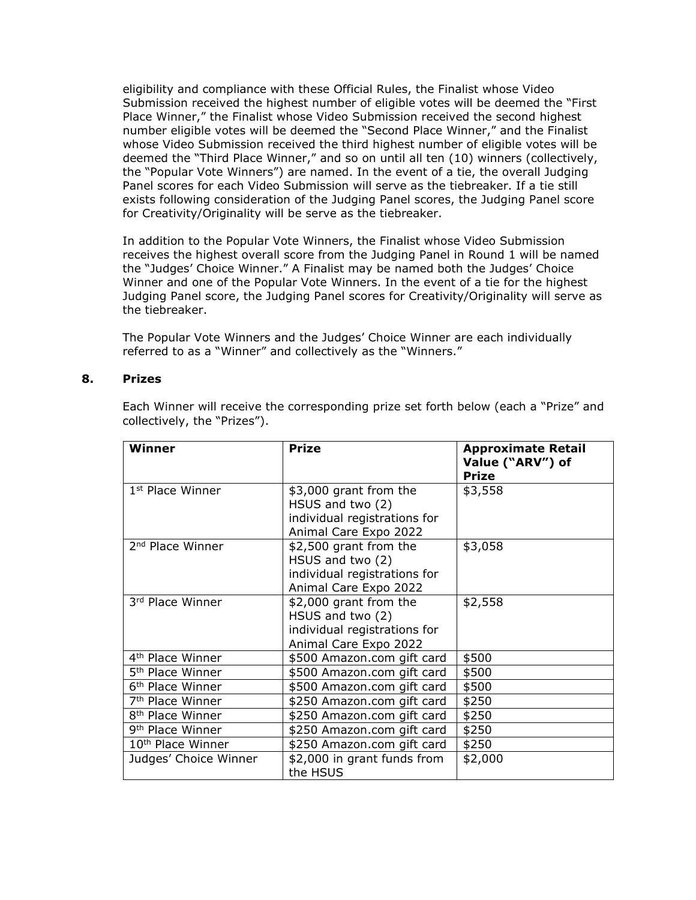eligibility and compliance with these Official Rules, the Finalist whose Video Submission received the highest number of eligible votes will be deemed the "First Place Winner," the Finalist whose Video Submission received the second highest number eligible votes will be deemed the "Second Place Winner," and the Finalist whose Video Submission received the third highest number of eligible votes will be deemed the "Third Place Winner," and so on until all ten (10) winners (collectively, the "Popular Vote Winners") are named. In the event of a tie, the overall Judging Panel scores for each Video Submission will serve as the tiebreaker. If a tie still exists following consideration of the Judging Panel scores, the Judging Panel score for Creativity/Originality will be serve as the tiebreaker.

In addition to the Popular Vote Winners, the Finalist whose Video Submission receives the highest overall score from the Judging Panel in Round 1 will be named the "Judges' Choice Winner." A Finalist may be named both the Judges' Choice Winner and one of the Popular Vote Winners. In the event of a tie for the highest Judging Panel score, the Judging Panel scores for Creativity/Originality will serve as the tiebreaker.

The Popular Vote Winners and the Judges' Choice Winner are each individually referred to as a "Winner" and collectively as the "Winners."

## 8. Prizes

Each Winner will receive the corresponding prize set forth below (each a "Prize" and collectively, the "Prizes").

| **Winner** | **Prize** | **Approximate Retail Value ("ARV") of Prize** |
|---|---|---|
| 1st Place Winner | $3,000 grant from the HSUS and two (2) individual registrations for Animal Care Expo 2022 | $3,558 |
| 2nd Place Winner | $2,500 grant from the HSUS and two (2) individual registrations for Animal Care Expo 2022 | $3,058 |
| 3rd Place Winner | $2,000 grant from the HSUS and two (2) individual registrations for Animal Care Expo 2022 | $2,558 |
| 4th Place Winner | $500 Amazon.com gift card | $500 |
| 5th Place Winner | $500 Amazon.com gift card | $500 |
| 6th Place Winner | $500 Amazon.com gift card | $500 |
| 7th Place Winner | $250 Amazon.com gift card | $250 |
| 8th Place Winner | $250 Amazon.com gift card | $250 |
| 9th Place Winner | $250 Amazon.com gift card | $250 |
| 10th Place Winner | $250 Amazon.com gift card | $250 |
| Judges' Choice Winner | $2,000 in grant funds from the HSUS | $2,000 |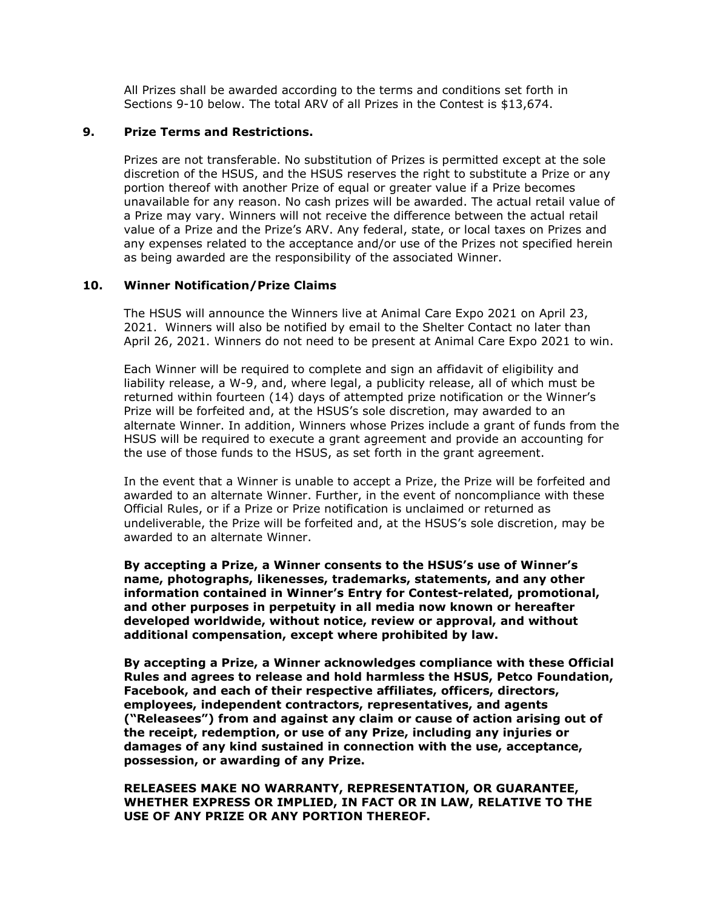All Prizes shall be awarded according to the terms and conditions set forth in Sections 9-10 below. The total ARV of all Prizes in the Contest is $13,674.

## 9. Prize Terms and Restrictions.

Prizes are not transferable. No substitution of Prizes is permitted except at the sole discretion of the HSUS, and the HSUS reserves the right to substitute a Prize or any portion thereof with another Prize of equal or greater value if a Prize becomes unavailable for any reason. No cash prizes will be awarded. The actual retail value of a Prize may vary. Winners will not receive the difference between the actual retail value of a Prize and the Prize's ARV. Any federal, state, or local taxes on Prizes and any expenses related to the acceptance and/or use of the Prizes not specified herein as being awarded are the responsibility of the associated Winner.

## 10. Winner Notification/Prize Claims

The HSUS will announce the Winners live at Animal Care Expo 2021 on April 23, 2021. Winners will also be notified by email to the Shelter Contact no later than April 26, 2021. Winners do not need to be present at Animal Care Expo 2021 to win.

Each Winner will be required to complete and sign an affidavit of eligibility and liability release, a W-9, and, where legal, a publicity release, all of which must be returned within fourteen (14) days of attempted prize notification or the Winner's Prize will be forfeited and, at the HSUS's sole discretion, may awarded to an alternate Winner. In addition, Winners whose Prizes include a grant of funds from the HSUS will be required to execute a grant agreement and provide an accounting for the use of those funds to the HSUS, as set forth in the grant agreement.

In the event that a Winner is unable to accept a Prize, the Prize will be forfeited and awarded to an alternate Winner. Further, in the event of noncompliance with these Official Rules, or if a Prize or Prize notification is unclaimed or returned as undeliverable, the Prize will be forfeited and, at the HSUS's sole discretion, may be awarded to an alternate Winner.

**By accepting a Prize, a Winner consents to the HSUS's use of Winner's name, photographs, likenesses, trademarks, statements, and any other information contained in Winner's Entry for Contest-related, promotional, and other purposes in perpetuity in all media now known or hereafter developed worldwide, without notice, review or approval, and without additional compensation, except where prohibited by law.**

**By accepting a Prize, a Winner acknowledges compliance with these Official Rules and agrees to release and hold harmless the HSUS, Petco Foundation, Facebook, and each of their respective affiliates, officers, directors, employees, independent contractors, representatives, and agents ("Releasees") from and against any claim or cause of action arising out of the receipt, redemption, or use of any Prize, including any injuries or damages of any kind sustained in connection with the use, acceptance, possession, or awarding of any Prize.**

**RELEASEES MAKE NO WARRANTY, REPRESENTATION, OR GUARANTEE, WHETHER EXPRESS OR IMPLIED, IN FACT OR IN LAW, RELATIVE TO THE USE OF ANY PRIZE OR ANY PORTION THEREOF.**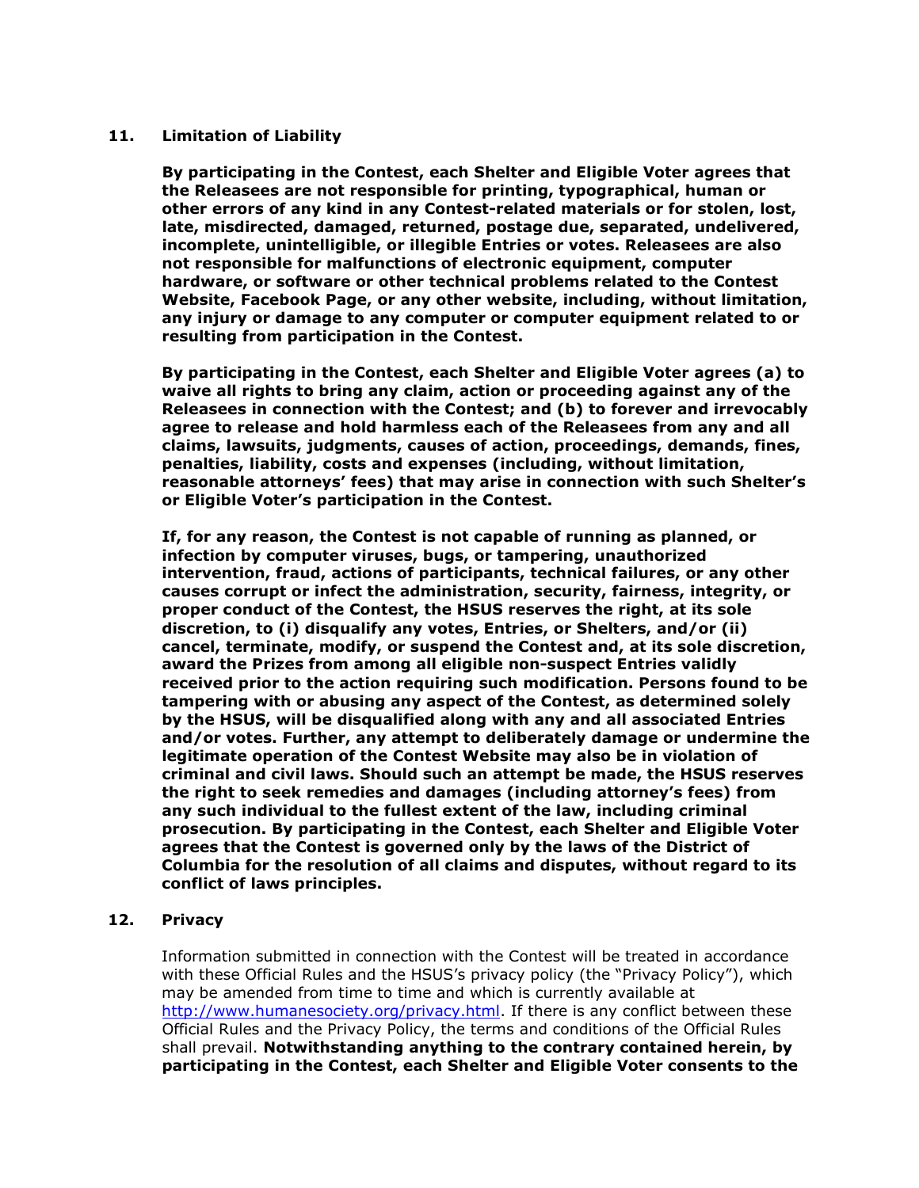## 11. Limitation of Liability

**By participating in the Contest, each Shelter and Eligible Voter agrees that the Releasees are not responsible for printing, typographical, human or other errors of any kind in any Contest-related materials or for stolen, lost, late, misdirected, damaged, returned, postage due, separated, undelivered, incomplete, unintelligible, or illegible Entries or votes. Releasees are also not responsible for malfunctions of electronic equipment, computer hardware, or software or other technical problems related to the Contest Website, Facebook Page, or any other website, including, without limitation, any injury or damage to any computer or computer equipment related to or resulting from participation in the Contest.**

**By participating in the Contest, each Shelter and Eligible Voter agrees (a) to waive all rights to bring any claim, action or proceeding against any of the Releasees in connection with the Contest; and (b) to forever and irrevocably agree to release and hold harmless each of the Releasees from any and all claims, lawsuits, judgments, causes of action, proceedings, demands, fines, penalties, liability, costs and expenses (including, without limitation, reasonable attorneys' fees) that may arise in connection with such Shelter's or Eligible Voter's participation in the Contest.**

**If, for any reason, the Contest is not capable of running as planned, or infection by computer viruses, bugs, or tampering, unauthorized intervention, fraud, actions of participants, technical failures, or any other causes corrupt or infect the administration, security, fairness, integrity, or proper conduct of the Contest, the HSUS reserves the right, at its sole discretion, to (i) disqualify any votes, Entries, or Shelters, and/or (ii) cancel, terminate, modify, or suspend the Contest and, at its sole discretion, award the Prizes from among all eligible non-suspect Entries validly received prior to the action requiring such modification. Persons found to be tampering with or abusing any aspect of the Contest, as determined solely by the HSUS, will be disqualified along with any and all associated Entries and/or votes. Further, any attempt to deliberately damage or undermine the legitimate operation of the Contest Website may also be in violation of criminal and civil laws. Should such an attempt be made, the HSUS reserves the right to seek remedies and damages (including attorney's fees) from any such individual to the fullest extent of the law, including criminal prosecution. By participating in the Contest, each Shelter and Eligible Voter agrees that the Contest is governed only by the laws of the District of Columbia for the resolution of all claims and disputes, without regard to its conflict of laws principles.**

## 12. Privacy

Information submitted in connection with the Contest will be treated in accordance with these Official Rules and the HSUS's privacy policy (the "Privacy Policy"), which may be amended from time to time and which is currently available at [http://www.humanesociety.org/privacy.html](http://www.humanesociety.org/privacy.html). If there is any conflict between these Official Rules and the Privacy Policy, the terms and conditions of the Official Rules shall prevail. **Notwithstanding anything to the contrary contained herein, by participating in the Contest, each Shelter and Eligible Voter consents to the**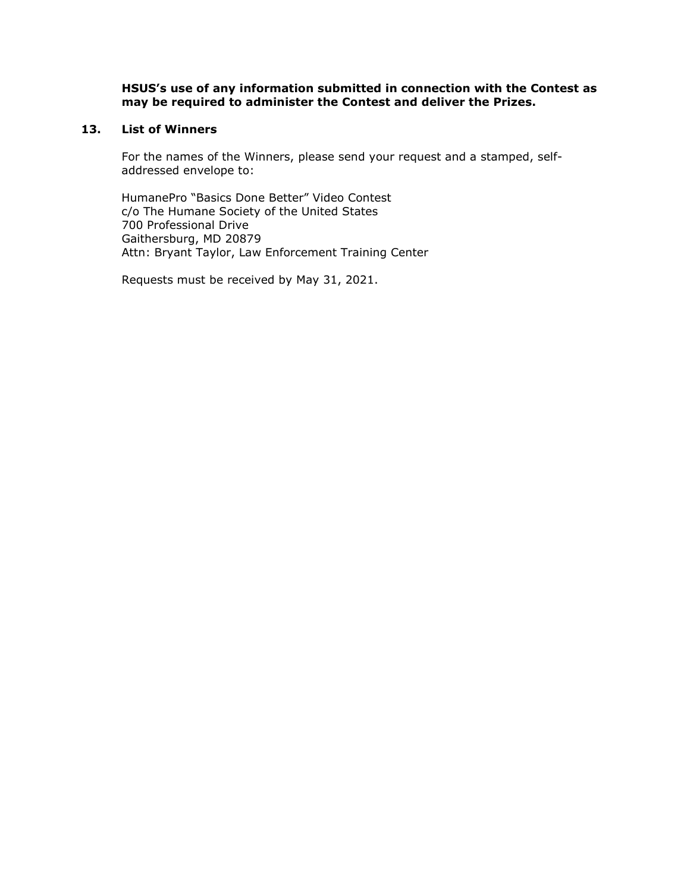**HSUS's use of any information submitted in connection with the Contest as may be required to administer the Contest and deliver the Prizes.**

## 13. List of Winners

For the names of the Winners, please send your request and a stamped, self-addressed envelope to:

HumanePro "Basics Done Better" Video Contest
c/o The Humane Society of the United States
700 Professional Drive
Gaithersburg, MD 20879
Attn: Bryant Taylor, Law Enforcement Training Center

Requests must be received by May 31, 2021.